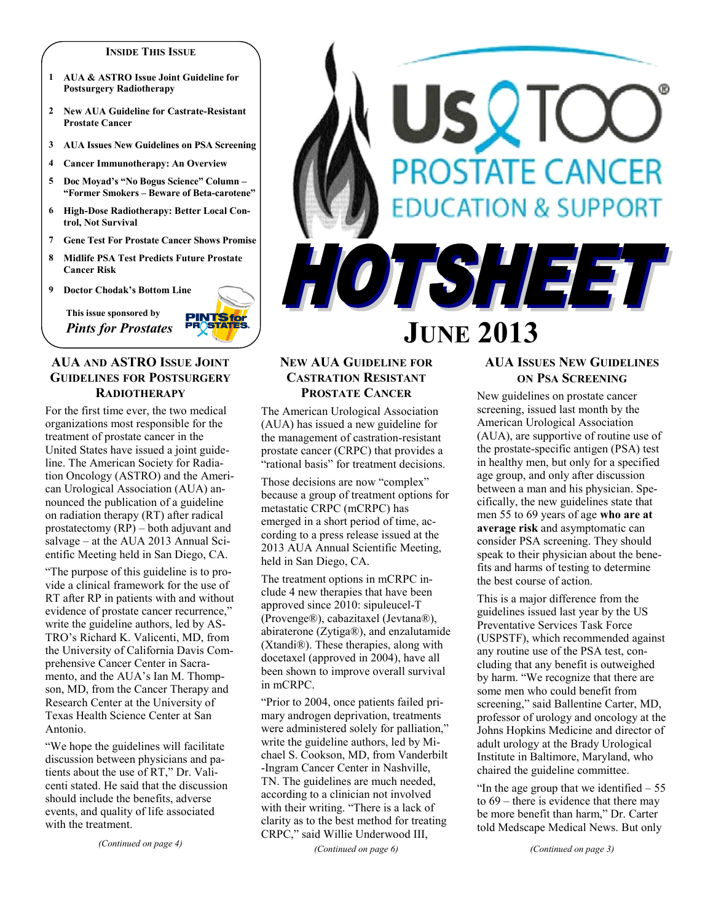**INSIDE THIS ISSUE**

1. AUA & ASTRO Issue Joint Guideline for Postsurgery Radiotherapy
2. New AUA Guideline for Castrate-Resistant Prostate Cancer
3. AUA Issues New Guidelines on PSA Screening
4. Cancer Immunotherapy: An Overview
5. Doc Moyad's "No Bogus Science" Column – "Former Smokers – Beware of Beta-carotene"
6. High-Dose Radiotherapy: Better Local Control, Not Survival
7. Gene Test For Prostate Cancer Shows Promise
8. Midlife PSA Test Predicts Future Prostate Cancer Risk
9. Doctor Chodak's Bottom Line

This issue sponsored by *Pints for Prostates*

# Us TOO® PROSTATE CANCER EDUCATION & SUPPORT HOTSHEET

## JUNE 2013

## AUA AND ASTRO ISSUE JOINT GUIDELINES FOR POSTSURGERY RADIOTHERAPY

For the first time ever, the two medical organizations most responsible for the treatment of prostate cancer in the United States have issued a joint guideline. The American Society for Radiation Oncology (ASTRO) and the American Urological Association (AUA) announced the publication of a guideline on radiation therapy (RT) after radical prostatectomy (RP) – both adjuvant and salvage – at the AUA 2013 Annual Scientific Meeting held in San Diego, CA.

"The purpose of this guideline is to provide a clinical framework for the use of RT after RP in patients with and without evidence of prostate cancer recurrence," write the guideline authors, led by ASTRO's Richard K. Valicenti, MD, from the University of California Davis Comprehensive Cancer Center in Sacramento, and the AUA's Ian M. Thompson, MD, from the Cancer Therapy and Research Center at the University of Texas Health Science Center at San Antonio.

"We hope the guidelines will facilitate discussion between physicians and patients about the use of RT," Dr. Valicenti stated. He said that the discussion should include the benefits, adverse events, and quality of life associated with the treatment.

*(Continued on page 4)*

## NEW AUA GUIDELINE FOR CASTRATION RESISTANT PROSTATE CANCER

The American Urological Association (AUA) has issued a new guideline for the management of castration-resistant prostate cancer (CRPC) that provides a "rational basis" for treatment decisions.

Those decisions are now "complex" because a group of treatment options for metastatic CRPC (mCRPC) has emerged in a short period of time, according to a press release issued at the 2013 AUA Annual Scientific Meeting, held in San Diego, CA.

The treatment options in mCRPC include 4 new therapies that have been approved since 2010: sipuleucel-T (Provenge®), cabazitaxel (Jevtana®), abiraterone (Zytiga®), and enzalutamide (Xtandi®). These therapies, along with docetaxel (approved in 2004), have all been shown to improve overall survival in mCRPC.

"Prior to 2004, once patients failed primary androgen deprivation, treatments were administered solely for palliation," write the guideline authors, led by Michael S. Cookson, MD, from Vanderbilt-Ingram Cancer Center in Nashville, TN. The guidelines are much needed, according to a clinician not involved with their writing. "There is a lack of clarity as to the best method for treating CRPC," said Willie Underwood III,

*(Continued on page 6)*

## AUA ISSUES NEW GUIDELINES ON PSA SCREENING

New guidelines on prostate cancer screening, issued last month by the American Urological Association (AUA), are supportive of routine use of the prostate-specific antigen (PSA) test in healthy men, but only for a specified age group, and only after discussion between a man and his physician. Specifically, the new guidelines state that men 55 to 69 years of age **who are at average risk** and asymptomatic can consider PSA screening. They should speak to their physician about the benefits and harms of testing to determine the best course of action.

This is a major difference from the guidelines issued last year by the US Preventative Services Task Force (USPSTF), which recommended against any routine use of the PSA test, concluding that any benefit is outweighed by harm. "We recognize that there are some men who could benefit from screening," said Ballentine Carter, MD, professor of urology and oncology at the Johns Hopkins Medicine and director of adult urology at the Brady Urological Institute in Baltimore, Maryland, who chaired the guideline committee.

"In the age group that we identified – 55 to 69 – there is evidence that there may be more benefit than harm," Dr. Carter told Medscape Medical News. But only

*(Continued on page 3)*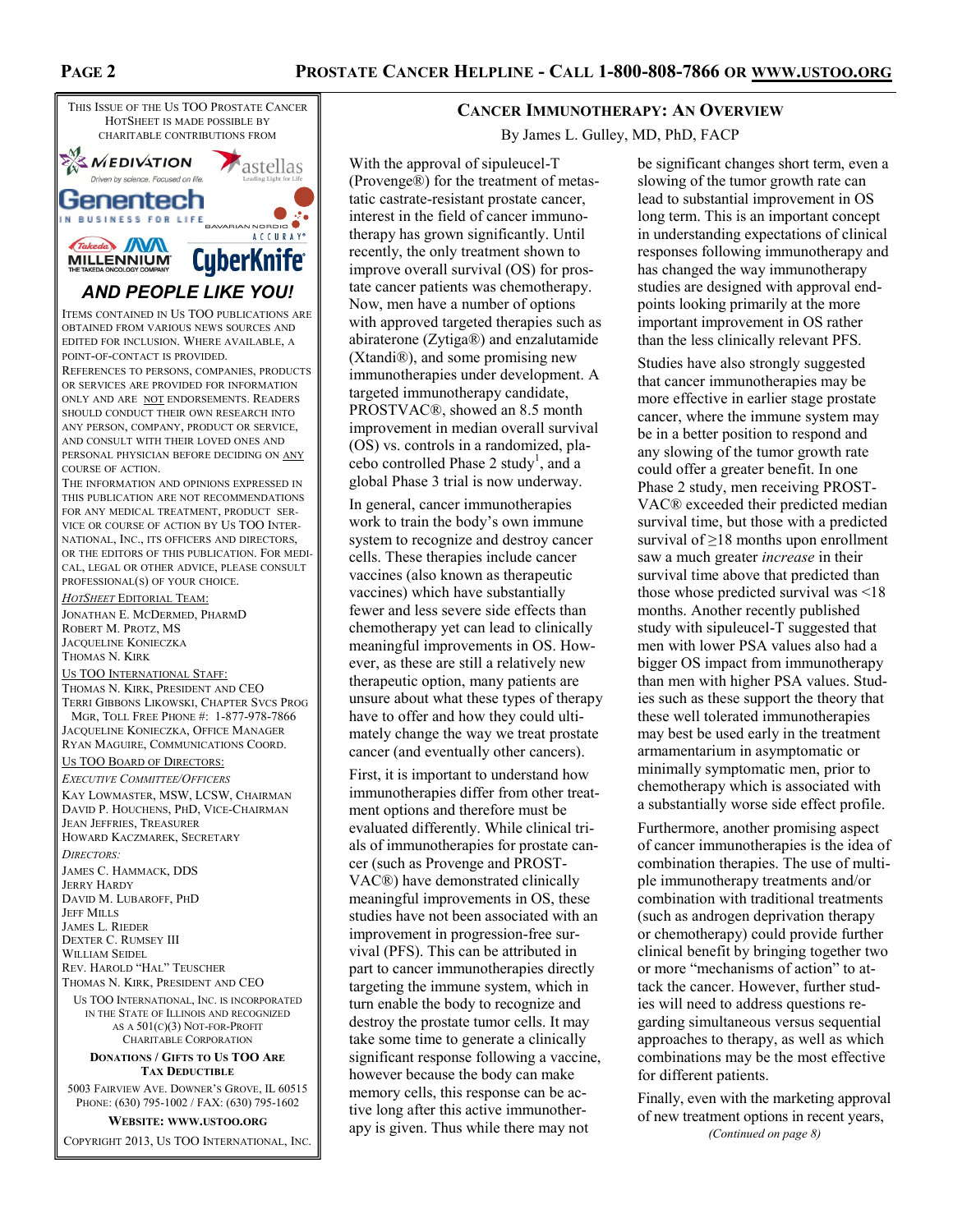This Issue of the Us TOO Prostate Cancer HotSheet is made possible by charitable contributions from

MEDIVATION, astellas, Genentech, Bavarian Nordic, Takeda Millennium, Accuray CyberKnife

***AND PEOPLE LIKE YOU!***

Items contained in Us TOO publications are obtained from various news sources and edited for inclusion. Where available, a point-of-contact is provided.

References to persons, companies, products or services are provided for information only and are NOT endorsements. Readers should conduct their own research into any person, company, product or service, and consult with their loved ones and personal physician before deciding on ANY course of action.

The information and opinions expressed in this publication are not recommendations for any medical treatment, product service or course of action by Us TOO International, Inc., its officers and directors, or the editors of this publication. For medical, legal or other advice, please consult professional(s) of your choice.

*HotSheet* Editorial Team:
Jonathan E. McDermed, PharmD
Robert M. Protz, MS
Jacqueline Konieczka
Thomas N. Kirk

Us TOO International Staff:
Thomas N. Kirk, President and CEO
Terri Gibbons Likowski, Chapter Svcs Prog Mgr, Toll Free Phone #: 1-877-978-7866
Jacqueline Konieczka, Office Manager
Ryan Maguire, Communications Coord.

Us TOO Board of Directors:
*Executive Committee/Officers*
Kay Lowmaster, MSW, LCSW, Chairman
David P. Houchens, PhD, Vice-Chairman
Jean Jeffries, Treasurer
Howard Kaczmarek, Secretary

*Directors:*
James C. Hammack, DDS
Jerry Hardy
David M. Lubaroff, PhD
Jeff Mills
James L. Rieder
Dexter C. Rumsey III
William Seidel
Rev. Harold "Hal" Teuscher
Thomas N. Kirk, President and CEO

Us TOO International, Inc. is incorporated in the State of Illinois and recognized as a 501(c)(3) Not-For-Profit Charitable Corporation

**Donations / Gifts to Us TOO Are Tax Deductible**

5003 Fairview Ave. Downer's Grove, IL 60515
Phone: (630) 795-1002 / Fax: (630) 795-1602

**Website: www.ustoo.org**

Copyright 2013, Us TOO International, Inc.

## Cancer Immunotherapy: An Overview

By James L. Gulley, MD, PhD, FACP

With the approval of sipuleucel-T (Provenge®) for the treatment of metastatic castrate-resistant prostate cancer, interest in the field of cancer immunotherapy has grown significantly. Until recently, the only treatment shown to improve overall survival (OS) for prostate cancer patients was chemotherapy. Now, men have a number of options with approved targeted therapies such as abiraterone (Zytiga®) and enzalutamide (Xtandi®), and some promising new immunotherapies under development. A targeted immunotherapy candidate, PROSTVAC®, showed an 8.5 month improvement in median overall survival (OS) vs. controls in a randomized, placebo controlled Phase 2 study[1], and a global Phase 3 trial is now underway.

In general, cancer immunotherapies work to train the body's own immune system to recognize and destroy cancer cells. These therapies include cancer vaccines (also known as therapeutic vaccines) which have substantially fewer and less severe side effects than chemotherapy yet can lead to clinically meaningful improvements in OS. However, as these are still a relatively new therapeutic option, many patients are unsure about what these types of therapy have to offer and how they could ultimately change the way we treat prostate cancer (and eventually other cancers).

First, it is important to understand how immunotherapies differ from other treatment options and therefore must be evaluated differently. While clinical trials of immunotherapies for prostate cancer (such as Provenge and PROSTVAC®) have demonstrated clinically meaningful improvements in OS, these studies have not been associated with an improvement in progression-free survival (PFS). This can be attributed in part to cancer immunotherapies directly targeting the immune system, which in turn enable the body to recognize and destroy the prostate tumor cells. It may take some time to generate a clinically significant response following a vaccine, however because the body can make memory cells, this response can be active long after this active immunotherapy is given. Thus while there may not be significant changes short term, even a slowing of the tumor growth rate can lead to substantial improvement in OS long term. This is an important concept in understanding expectations of clinical responses following immunotherapy and has changed the way immunotherapy studies are designed with approval endpoints looking primarily at the more important improvement in OS rather than the less clinically relevant PFS.

Studies have also strongly suggested that cancer immunotherapies may be more effective in earlier stage prostate cancer, where the immune system may be in a better position to respond and any slowing of the tumor growth rate could offer a greater benefit. In one Phase 2 study, men receiving PROSTVAC® exceeded their predicted median survival time, but those with a predicted survival of ≥18 months upon enrollment saw a much greater *increase* in their survival time above that predicted than those whose predicted survival was <18 months. Another recently published study with sipuleucel-T suggested that men with lower PSA values also had a bigger OS impact from immunotherapy than men with higher PSA values. Studies such as these support the theory that these well tolerated immunotherapies may best be used early in the treatment armamentarium in asymptomatic or minimally symptomatic men, prior to chemotherapy which is associated with a substantially worse side effect profile.

Furthermore, another promising aspect of cancer immunotherapies is the idea of combination therapies. The use of multiple immunotherapy treatments and/or combination with traditional treatments (such as androgen deprivation therapy or chemotherapy) could provide further clinical benefit by bringing together two or more "mechanisms of action" to attack the cancer. However, further studies will need to address questions regarding simultaneous versus sequential approaches to therapy, as well as which combinations may be the most effective for different patients.

Finally, even with the marketing approval of new treatment options in recent years,

*(Continued on page 8)*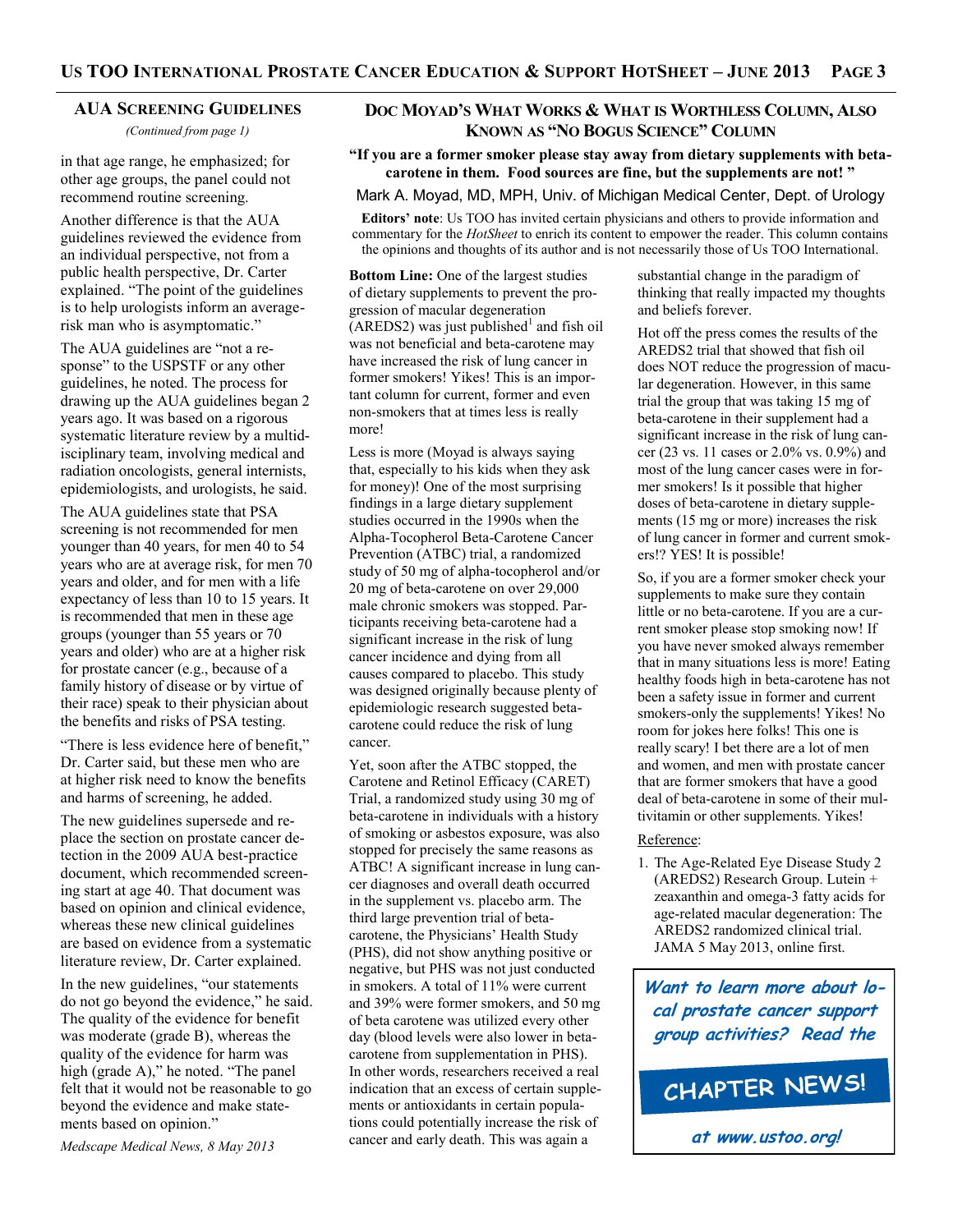## AUA Screening Guidelines

*(Continued from page 1)*

in that age range, he emphasized; for other age groups, the panel could not recommend routine screening.

Another difference is that the AUA guidelines reviewed the evidence from an individual perspective, not from a public health perspective, Dr. Carter explained. "The point of the guidelines is to help urologists inform an average-risk man who is asymptomatic."

The AUA guidelines are "not a response" to the USPSTF or any other guidelines, he noted. The process for drawing up the AUA guidelines began 2 years ago. It was based on a rigorous systematic literature review by a multidisciplinary team, involving medical and radiation oncologists, general internists, epidemiologists, and urologists, he said.

The AUA guidelines state that PSA screening is not recommended for men younger than 40 years, for men 40 to 54 years who are at average risk, for men 70 years and older, and for men with a life expectancy of less than 10 to 15 years. It is recommended that men in these age groups (younger than 55 years or 70 years and older) who are at a higher risk for prostate cancer (e.g., because of a family history of disease or by virtue of their race) speak to their physician about the benefits and risks of PSA testing.

"There is less evidence here of benefit," Dr. Carter said, but these men who are at higher risk need to know the benefits and harms of screening, he added.

The new guidelines supersede and replace the section on prostate cancer detection in the 2009 AUA best-practice document, which recommended screening start at age 40. That document was based on opinion and clinical evidence, whereas these new clinical guidelines are based on evidence from a systematic literature review, Dr. Carter explained.

In the new guidelines, "our statements do not go beyond the evidence," he said. The quality of the evidence for benefit was moderate (grade B), whereas the quality of the evidence for harm was high (grade A)," he noted. "The panel felt that it would not be reasonable to go beyond the evidence and make statements based on opinion."

*Medscape Medical News, 8 May 2013*

## Doc Moyad's What Works & What is Worthless Column, Also Known as "No Bogus Science" Column

**"If you are a former smoker please stay away from dietary supplements with beta-carotene in them. Food sources are fine, but the supplements are not! "**

Mark A. Moyad, MD, MPH, Univ. of Michigan Medical Center, Dept. of Urology

**Editors' note**: Us TOO has invited certain physicians and others to provide information and commentary for the *HotSheet* to enrich its content to empower the reader. This column contains the opinions and thoughts of its author and is not necessarily those of Us TOO International.

**Bottom Line:** One of the largest studies of dietary supplements to prevent the progression of macular degeneration (AREDS2) was just published[1] and fish oil was not beneficial and beta-carotene may have increased the risk of lung cancer in former smokers! Yikes! This is an important column for current, former and even non-smokers that at times less is really more!

Less is more (Moyad is always saying that, especially to his kids when they ask for money)! One of the most surprising findings in a large dietary supplement studies occurred in the 1990s when the Alpha-Tocopherol Beta-Carotene Cancer Prevention (ATBC) trial, a randomized study of 50 mg of alpha-tocopherol and/or 20 mg of beta-carotene on over 29,000 male chronic smokers was stopped. Participants receiving beta-carotene had a significant increase in the risk of lung cancer incidence and dying from all causes compared to placebo. This study was designed originally because plenty of epidemiologic research suggested beta-carotene could reduce the risk of lung cancer.

Yet, soon after the ATBC stopped, the Carotene and Retinol Efficacy (CARET) Trial, a randomized study using 30 mg of beta-carotene in individuals with a history of smoking or asbestos exposure, was also stopped for precisely the same reasons as ATBC! A significant increase in lung cancer diagnoses and overall death occurred in the supplement vs. placebo arm. The third large prevention trial of beta-carotene, the Physicians' Health Study (PHS), did not show anything positive or negative, but PHS was not just conducted in smokers. A total of 11% were current and 39% were former smokers, and 50 mg of beta carotene was utilized every other day (blood levels were also lower in beta-carotene from supplementation in PHS). In other words, researchers received a real indication that an excess of certain supplements or antioxidants in certain populations could potentially increase the risk of cancer and early death. This was again a substantial change in the paradigm of thinking that really impacted my thoughts and beliefs forever.

Hot off the press comes the results of the AREDS2 trial that showed that fish oil does NOT reduce the progression of macular degeneration. However, in this same trial the group that was taking 15 mg of beta-carotene in their supplement had a significant increase in the risk of lung cancer (23 vs. 11 cases or 2.0% vs. 0.9%) and most of the lung cancer cases were in former smokers! Is it possible that higher doses of beta-carotene in dietary supplements (15 mg or more) increases the risk of lung cancer in former and current smokers!? YES! It is possible!

So, if you are a former smoker check your supplements to make sure they contain little or no beta-carotene. If you are a current smoker please stop smoking now! If you have never smoked always remember that in many situations less is more! Eating healthy foods high in beta-carotene has not been a safety issue in former and current smokers-only the supplements! Yikes! No room for jokes here folks! This one is really scary! I bet there are a lot of men and women, and men with prostate cancer that are former smokers that have a good deal of beta-carotene in some of their multivitamin or other supplements. Yikes!

Reference:

1. The Age-Related Eye Disease Study 2 (AREDS2) Research Group. Lutein + zeaxanthin and omega-3 fatty acids for age-related macular degeneration: The AREDS2 randomized clinical trial. JAMA 5 May 2013, online first.

***Want to learn more about local prostate cancer support group activities? Read the***

**CHAPTER NEWS!**

***at www.ustoo.org!***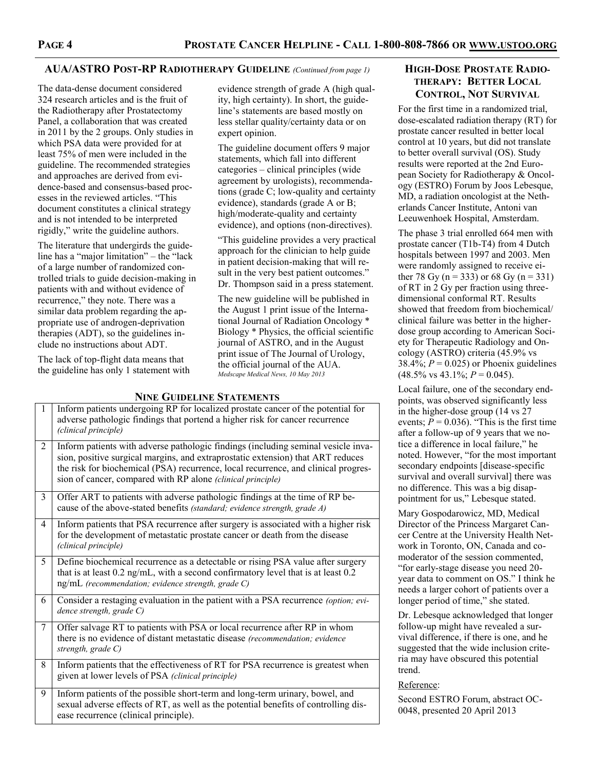## AUA/ASTRO Post-RP Radiotherapy Guideline *(Continued from page 1)*

The data-dense document considered 324 research articles and is the fruit of the Radiotherapy after Prostatectomy Panel, a collaboration that was created in 2011 by the 2 groups. Only studies in which PSA data were provided for at least 75% of men were included in the guideline. The recommended strategies and approaches are derived from evidence-based and consensus-based processes in the reviewed articles. "This document constitutes a clinical strategy and is not intended to be interpreted rigidly," write the guideline authors.

The literature that undergirds the guideline has a "major limitation" – the "lack of a large number of randomized controlled trials to guide decision-making in patients with and without evidence of recurrence," they note. There was a similar data problem regarding the appropriate use of androgen-deprivation therapies (ADT), so the guidelines include no instructions about ADT.

The lack of top-flight data means that the guideline has only 1 statement with evidence strength of grade A (high quality, high certainty). In short, the guideline's statements are based mostly on less stellar quality/certainty data or on expert opinion.

The guideline document offers 9 major statements, which fall into different categories – clinical principles (wide agreement by urologists), recommendations (grade C; low-quality and certainty evidence), standards (grade A or B; high/moderate-quality and certainty evidence), and options (non-directives).

"This guideline provides a very practical approach for the clinician to help guide in patient decision-making that will result in the very best patient outcomes." Dr. Thompson said in a press statement.

The new guideline will be published in the August 1 print issue of the International Journal of Radiation Oncology * Biology * Physics, the official scientific journal of ASTRO, and in the August print issue of The Journal of Urology, the official journal of the AUA.

*Medscape Medical News, 10 May 2013*

### Nine Guideline Statements

| | |
|---|---|
| 1 | Inform patients undergoing RP for localized prostate cancer of the potential for adverse pathologic findings that portend a higher risk for cancer recurrence *(clinical principle)* |
| 2 | Inform patients with adverse pathologic findings (including seminal vesicle invasion, positive surgical margins, and extraprostatic extension) that ART reduces the risk for biochemical (PSA) recurrence, local recurrence, and clinical progression of cancer, compared with RP alone *(clinical principle)* |
| 3 | Offer ART to patients with adverse pathologic findings at the time of RP because of the above-stated benefits *(standard; evidence strength, grade A)* |
| 4 | Inform patients that PSA recurrence after surgery is associated with a higher risk for the development of metastatic prostate cancer or death from the disease *(clinical principle)* |
| 5 | Define biochemical recurrence as a detectable or rising PSA value after surgery that is at least 0.2 ng/mL, with a second confirmatory level that is at least 0.2 ng/mL *(recommendation; evidence strength, grade C)* |
| 6 | Consider a restaging evaluation in the patient with a PSA recurrence *(option; evidence strength, grade C)* |
| 7 | Offer salvage RT to patients with PSA or local recurrence after RP in whom there is no evidence of distant metastatic disease *(recommendation; evidence strength, grade C)* |
| 8 | Inform patients that the effectiveness of RT for PSA recurrence is greatest when given at lower levels of PSA *(clinical principle)* |
| 9 | Inform patients of the possible short-term and long-term urinary, bowel, and sexual adverse effects of RT, as well as the potential benefits of controlling disease recurrence (clinical principle). |

## High-Dose Prostate Radiotherapy: Better Local Control, Not Survival

For the first time in a randomized trial, dose-escalated radiation therapy (RT) for prostate cancer resulted in better local control at 10 years, but did not translate to better overall survival (OS). Study results were reported at the 2nd European Society for Radiotherapy & Oncology (ESTRO) Forum by Joos Lebesque, MD, a radiation oncologist at the Netherlands Cancer Institute, Antoni van Leeuwenhoek Hospital, Amsterdam.

The phase 3 trial enrolled 664 men with prostate cancer (T1b-T4) from 4 Dutch hospitals between 1997 and 2003. Men were randomly assigned to receive either 78 Gy (n = 333) or 68 Gy (n = 331) of RT in 2 Gy per fraction using three-dimensional conformal RT. Results showed that freedom from biochemical/clinical failure was better in the higher-dose group according to American Society for Therapeutic Radiology and Oncology (ASTRO) criteria (45.9% vs 38.4%; $P = 0.025$) or Phoenix guidelines (48.5% vs 43.1%; $P = 0.045$).

Local failure, one of the secondary endpoints, was observed significantly less in the higher-dose group (14 vs 27 events; $P = 0.036$). "This is the first time after a follow-up of 9 years that we notice a difference in local failure," he noted. However, "for the most important secondary endpoints [disease-specific survival and overall survival] there was no difference. This was a big disappointment for us," Lebesque stated.

Mary Gospodarowicz, MD, Medical Director of the Princess Margaret Cancer Centre at the University Health Network in Toronto, ON, Canada and co-moderator of the session commented, "for early-stage disease you need 20-year data to comment on OS." I think he needs a larger cohort of patients over a longer period of time," she stated.

Dr. Lebesque acknowledged that longer follow-up might have revealed a survival difference, if there is one, and he suggested that the wide inclusion criteria may have obscured this potential trend.

Reference:

Second ESTRO Forum, abstract OC-0048, presented 20 April 2013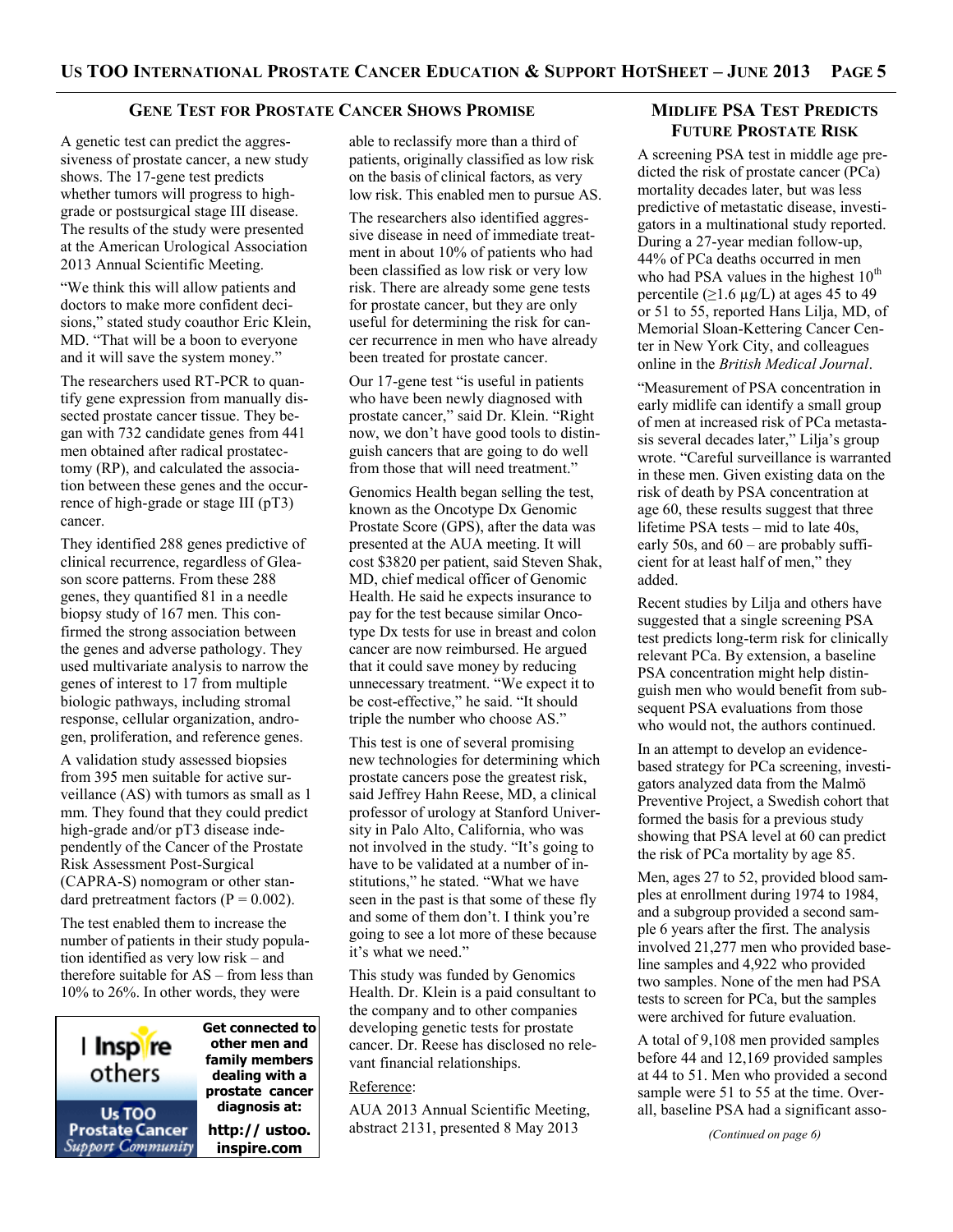## Gene Test for Prostate Cancer Shows Promise

A genetic test can predict the aggressiveness of prostate cancer, a new study shows. The 17-gene test predicts whether tumors will progress to high-grade or postsurgical stage III disease. The results of the study were presented at the American Urological Association 2013 Annual Scientific Meeting.

"We think this will allow patients and doctors to make more confident decisions," stated study coauthor Eric Klein, MD. "That will be a boon to everyone and it will save the system money."

The researchers used RT-PCR to quantify gene expression from manually dissected prostate cancer tissue. They began with 732 candidate genes from 441 men obtained after radical prostatectomy (RP), and calculated the association between these genes and the occurrence of high-grade or stage III (pT3) cancer.

They identified 288 genes predictive of clinical recurrence, regardless of Gleason score patterns. From these 288 genes, they quantified 81 in a needle biopsy study of 167 men. This confirmed the strong association between the genes and adverse pathology. They used multivariate analysis to narrow the genes of interest to 17 from multiple biologic pathways, including stromal response, cellular organization, androgen, proliferation, and reference genes.

A validation study assessed biopsies from 395 men suitable for active surveillance (AS) with tumors as small as 1 mm. They found that they could predict high-grade and/or pT3 disease independently of the Cancer of the Prostate Risk Assessment Post-Surgical (CAPRA-S) nomogram or other standard pretreatment factors ($P = 0.002$).

The test enabled them to increase the number of patients in their study population identified as very low risk – and therefore suitable for AS – from less than 10% to 26%. In other words, they were able to reclassify more than a third of patients, originally classified as low risk on the basis of clinical factors, as very low risk. This enabled men to pursue AS.

The researchers also identified aggressive disease in need of immediate treatment in about 10% of patients who had been classified as low risk or very low risk. There are already some gene tests for prostate cancer, but they are only useful for determining the risk for cancer recurrence in men who have already been treated for prostate cancer.

Our 17-gene test "is useful in patients who have been newly diagnosed with prostate cancer," said Dr. Klein. "Right now, we don't have good tools to distinguish cancers that are going to do well from those that will need treatment."

Genomics Health began selling the test, known as the Oncotype Dx Genomic Prostate Score (GPS), after the data was presented at the AUA meeting. It will cost $3820 per patient, said Steven Shak, MD, chief medical officer of Genomic Health. He said he expects insurance to pay for the test because similar Oncotype Dx tests for use in breast and colon cancer are now reimbursed. He argued that it could save money by reducing unnecessary treatment. "We expect it to be cost-effective," he said. "It should triple the number who choose AS."

This test is one of several promising new technologies for determining which prostate cancers pose the greatest risk, said Jeffrey Hahn Reese, MD, a clinical professor of urology at Stanford University in Palo Alto, California, who was not involved in the study. "It's going to have to be validated at a number of institutions," he stated. "What we have seen in the past is that some of these fly and some of them don't. I think you're going to see a lot more of these because it's what we need."

This study was funded by Genomics Health. Dr. Klein is a paid consultant to the company and to other companies developing genetic tests for prostate cancer. Dr. Reese has disclosed no relevant financial relationships.

Reference:

AUA 2013 Annual Scientific Meeting, abstract 2131, presented 8 May 2013

I Inspire others — Us TOO Prostate Cancer Support Community

**Get connected to other men and family members dealing with a prostate cancer diagnosis at: http:// ustoo.inspire.com**

## Midlife PSA Test Predicts Future Prostate Risk

A screening PSA test in middle age predicted the risk of prostate cancer (PCa) mortality decades later, but was less predictive of metastatic disease, investigators in a multinational study reported. During a 27-year median follow-up, 44% of PCa deaths occurred in men who had PSA values in the highest $10^{th}$ percentile ($\geq 1.6$ µg/L) at ages 45 to 49 or 51 to 55, reported Hans Lilja, MD, of Memorial Sloan-Kettering Cancer Center in New York City, and colleagues online in the *British Medical Journal*.

"Measurement of PSA concentration in early midlife can identify a small group of men at increased risk of PCa metastasis several decades later," Lilja's group wrote. "Careful surveillance is warranted in these men. Given existing data on the risk of death by PSA concentration at age 60, these results suggest that three lifetime PSA tests – mid to late 40s, early 50s, and 60 – are probably sufficient for at least half of men," they added.

Recent studies by Lilja and others have suggested that a single screening PSA test predicts long-term risk for clinically relevant PCa. By extension, a baseline PSA concentration might help distinguish men who would benefit from subsequent PSA evaluations from those who would not, the authors continued.

In an attempt to develop an evidence-based strategy for PCa screening, investigators analyzed data from the Malmö Preventive Project, a Swedish cohort that formed the basis for a previous study showing that PSA level at 60 can predict the risk of PCa mortality by age 85.

Men, ages 27 to 52, provided blood samples at enrollment during 1974 to 1984, and a subgroup provided a second sample 6 years after the first. The analysis involved 21,277 men who provided baseline samples and 4,922 who provided two samples. None of the men had PSA tests to screen for PCa, but the samples were archived for future evaluation.

A total of 9,108 men provided samples before 44 and 12,169 provided samples at 44 to 51. Men who provided a second sample were 51 to 55 at the time. Overall, baseline PSA had a significant asso-

*(Continued on page 6)*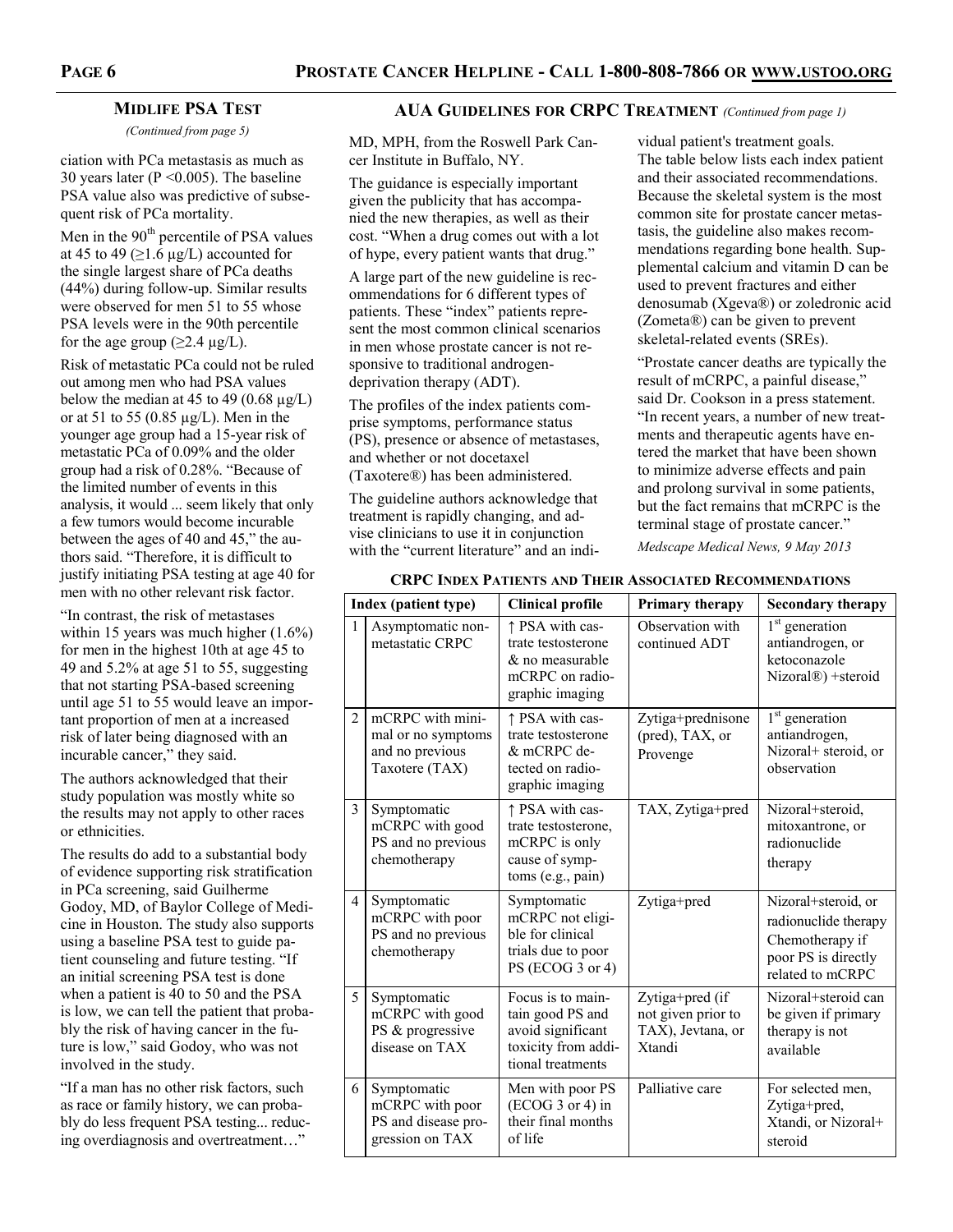## MIDLIFE PSA TEST

*(Continued from page 5)*

ciation with PCa metastasis as much as 30 years later ($P < 0.005$). The baseline PSA value also was predictive of subsequent risk of PCa mortality.

Men in the 90th percentile of PSA values at 45 to 49 (≥1.6 µg/L) accounted for the single largest share of PCa deaths (44%) during follow-up. Similar results were observed for men 51 to 55 whose PSA levels were in the 90th percentile for the age group (≥2.4 µg/L).

Risk of metastatic PCa could not be ruled out among men who had PSA values below the median at 45 to 49 (0.68 µg/L) or at 51 to 55 (0.85 µg/L). Men in the younger age group had a 15-year risk of metastatic PCa of 0.09% and the older group had a risk of 0.28%. "Because of the limited number of events in this analysis, it would ... seem likely that only a few tumors would become incurable between the ages of 40 and 45," the authors said. "Therefore, it is difficult to justify initiating PSA testing at age 40 for men with no other relevant risk factor.

"In contrast, the risk of metastases within 15 years was much higher (1.6%) for men in the highest 10th at age 45 to 49 and 5.2% at age 51 to 55, suggesting that not starting PSA-based screening until age 51 to 55 would leave an important proportion of men at a increased risk of later being diagnosed with an incurable cancer," they said.

The authors acknowledged that their study population was mostly white so the results may not apply to other races or ethnicities.

The results do add to a substantial body of evidence supporting risk stratification in PCa screening, said Guilherme Godoy, MD, of Baylor College of Medicine in Houston. The study also supports using a baseline PSA test to guide patient counseling and future testing. "If an initial screening PSA test is done when a patient is 40 to 50 and the PSA is low, we can tell the patient that probably the risk of having cancer in the future is low," said Godoy, who was not involved in the study.

"If a man has no other risk factors, such as race or family history, we can probably do less frequent PSA testing... reducing overdiagnosis and overtreatment…"

## AUA GUIDELINES FOR CRPC TREATMENT *(Continued from page 1)*

MD, MPH, from the Roswell Park Cancer Institute in Buffalo, NY.

The guidance is especially important given the publicity that has accompanied the new therapies, as well as their cost. "When a drug comes out with a lot of hype, every patient wants that drug."

A large part of the new guideline is recommendations for 6 different types of patients. These "index" patients represent the most common clinical scenarios in men whose prostate cancer is not responsive to traditional androgen-deprivation therapy (ADT).

The profiles of the index patients comprise symptoms, performance status (PS), presence or absence of metastases, and whether or not docetaxel (Taxotere®) has been administered.

The guideline authors acknowledge that treatment is rapidly changing, and advise clinicians to use it in conjunction with the "current literature" and an individual patient's treatment goals.

The table below lists each index patient and their associated recommendations. Because the skeletal system is the most common site for prostate cancer metastasis, the guideline also makes recommendations regarding bone health. Supplemental calcium and vitamin D can be used to prevent fractures and either denosumab (Xgeva®) or zoledronic acid (Zometa®) can be given to prevent skeletal-related events (SREs).

"Prostate cancer deaths are typically the result of mCRPC, a painful disease," said Dr. Cookson in a press statement. "In recent years, a number of new treatments and therapeutic agents have entered the market that have been shown to minimize adverse effects and pain and prolong survival in some patients, but the fact remains that mCRPC is the terminal stage of prostate cancer."

*Medscape Medical News, 9 May 2013*

### CRPC INDEX PATIENTS AND THEIR ASSOCIATED RECOMMENDATIONS

| Index (patient type) | | Clinical profile | Primary therapy | Secondary therapy |
|---|---|---|---|---|
| 1 | Asymptomatic non-metastatic CRPC | ↑ PSA with castrate testosterone & no measurable mCRPC on radiographic imaging | Observation with continued ADT | 1st generation antiandrogen, or ketoconazole Nizoral®) +steroid |
| 2 | mCRPC with minimal or no symptoms and no previous Taxotere (TAX) | ↑ PSA with castrate testosterone & mCRPC detected on radiographic imaging | Zytiga+prednisone (pred), TAX, or Provenge | 1st generation antiandrogen, Nizoral+ steroid, or observation |
| 3 | Symptomatic mCRPC with good PS and no previous chemotherapy | ↑ PSA with castrate testosterone, mCRPC is only cause of symptoms (e.g., pain) | TAX, Zytiga+pred | Nizoral+steroid, mitoxantrone, or radionuclide therapy |
| 4 | Symptomatic mCRPC with poor PS and no previous chemotherapy | Symptomatic mCRPC not eligible for clinical trials due to poor PS (ECOG 3 or 4) | Zytiga+pred | Nizoral+steroid, or radionuclide therapy Chemotherapy if poor PS is directly related to mCRPC |
| 5 | Symptomatic mCRPC with good PS & progressive disease on TAX | Focus is to maintain good PS and avoid significant toxicity from additional treatments | Zytiga+pred (if not given prior to TAX), Jevtana, or Xtandi | Nizoral+steroid can be given if primary therapy is not available |
| 6 | Symptomatic mCRPC with poor PS and disease progression on TAX | Men with poor PS (ECOG 3 or 4) in their final months of life | Palliative care | For selected men, Zytiga+pred, Xtandi, or Nizoral+ steroid |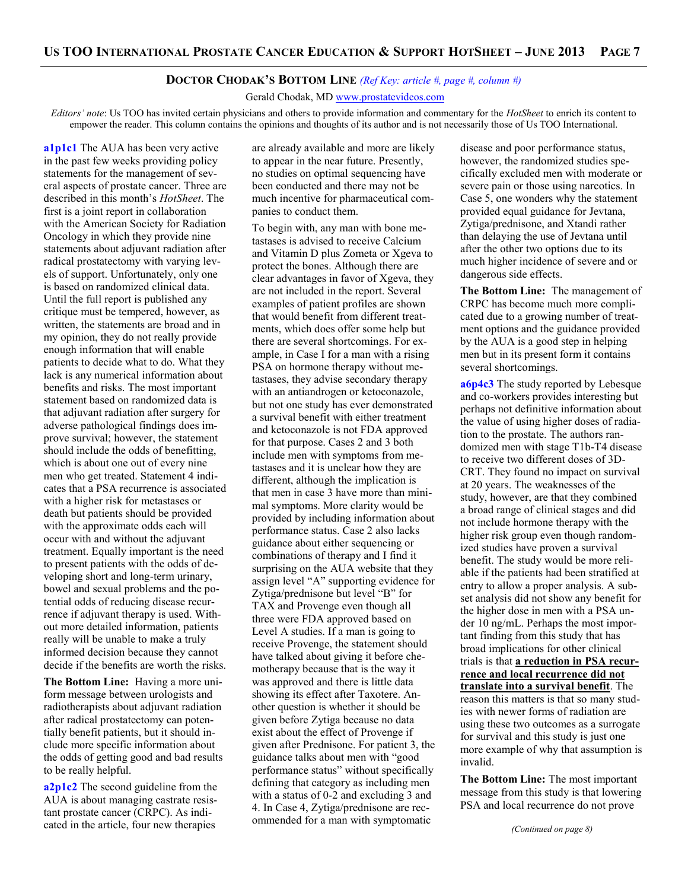## DOCTOR CHODAK'S BOTTOM LINE *(Ref Key: article #, page #, column #)*

Gerald Chodak, MD www.prostatevideos.com

*Editors' note*: Us TOO has invited certain physicians and others to provide information and commentary for the *HotSheet* to enrich its content to empower the reader. This column contains the opinions and thoughts of its author and is not necessarily those of Us TOO International.

**a1p1c1** The AUA has been very active in the past few weeks providing policy statements for the management of several aspects of prostate cancer. Three are described in this month's *HotSheet*. The first is a joint report in collaboration with the American Society for Radiation Oncology in which they provide nine statements about adjuvant radiation after radical prostatectomy with varying levels of support. Unfortunately, only one is based on randomized clinical data. Until the full report is published any critique must be tempered, however, as written, the statements are broad and in my opinion, they do not really provide enough information that will enable patients to decide what to do. What they lack is any numerical information about benefits and risks. The most important statement based on randomized data is that adjuvant radiation after surgery for adverse pathological findings does improve survival; however, the statement should include the odds of benefitting, which is about one out of every nine men who get treated. Statement 4 indicates that a PSA recurrence is associated with a higher risk for metastases or death but patients should be provided with the approximate odds each will occur with and without the adjuvant treatment. Equally important is the need to present patients with the odds of developing short and long-term urinary, bowel and sexual problems and the potential odds of reducing disease recurrence if adjuvant therapy is used. Without more detailed information, patients really will be unable to make a truly informed decision because they cannot decide if the benefits are worth the risks.

**The Bottom Line:** Having a more uniform message between urologists and radiotherapists about adjuvant radiation after radical prostatectomy can potentially benefit patients, but it should include more specific information about the odds of getting good and bad results to be really helpful.

**a2p1c2** The second guideline from the AUA is about managing castrate resistant prostate cancer (CRPC). As indicated in the article, four new therapies are already available and more are likely to appear in the near future. Presently, no studies on optimal sequencing have been conducted and there may not be much incentive for pharmaceutical companies to conduct them.

To begin with, any man with bone metastases is advised to receive Calcium and Vitamin D plus Zometa or Xgeva to protect the bones. Although there are clear advantages in favor of Xgeva, they are not included in the report. Several examples of patient profiles are shown that would benefit from different treatments, which does offer some help but there are several shortcomings. For example, in Case I for a man with a rising PSA on hormone therapy without metastases, they advise secondary therapy with an antiandrogen or ketoconazole, but not one study has ever demonstrated a survival benefit with either treatment and ketoconazole is not FDA approved for that purpose. Cases 2 and 3 both include men with symptoms from metastases and it is unclear how they are different, although the implication is that men in case 3 have more than minimal symptoms. More clarity would be provided by including information about performance status. Case 2 also lacks guidance about either sequencing or combinations of therapy and I find it surprising on the AUA website that they assign level "A" supporting evidence for Zytiga/prednisone but level "B" for TAX and Provenge even though all three were FDA approved based on Level A studies. If a man is going to receive Provenge, the statement should have talked about giving it before chemotherapy because that is the way it was approved and there is little data showing its effect after Taxotere. Another question is whether it should be given before Zytiga because no data exist about the effect of Provenge if given after Prednisone. For patient 3, the guidance talks about men with "good performance status" without specifically defining that category as including men with a status of 0-2 and excluding 3 and 4. In Case 4, Zytiga/prednisone are recommended for a man with symptomatic disease and poor performance status, however, the randomized studies specifically excluded men with moderate or severe pain or those using narcotics. In Case 5, one wonders why the statement provided equal guidance for Jevtana, Zytiga/prednisone, and Xtandi rather than delaying the use of Jevtana until after the other two options due to its much higher incidence of severe and or dangerous side effects.

**The Bottom Line:** The management of CRPC has become much more complicated due to a growing number of treatment options and the guidance provided by the AUA is a good step in helping men but in its present form it contains several shortcomings.

**a6p4c3** The study reported by Lebesque and co-workers provides interesting but perhaps not definitive information about the value of using higher doses of radiation to the prostate. The authors randomized men with stage T1b-T4 disease to receive two different doses of 3D-CRT. They found no impact on survival at 20 years. The weaknesses of the study, however, are that they combined a broad range of clinical stages and did not include hormone therapy with the higher risk group even though randomized studies have proven a survival benefit. The study would be more reliable if the patients had been stratified at entry to allow a proper analysis. A subset analysis did not show any benefit for the higher dose in men with a PSA under 10 ng/mL. Perhaps the most important finding from this study that has broad implications for other clinical trials is that **a reduction in PSA recurrence and local recurrence did not translate into a survival benefit**. The reason this matters is that so many studies with newer forms of radiation are using these two outcomes as a surrogate for survival and this study is just one more example of why that assumption is invalid.

**The Bottom Line:** The most important message from this study is that lowering PSA and local recurrence do not prove

*(Continued on page 8)*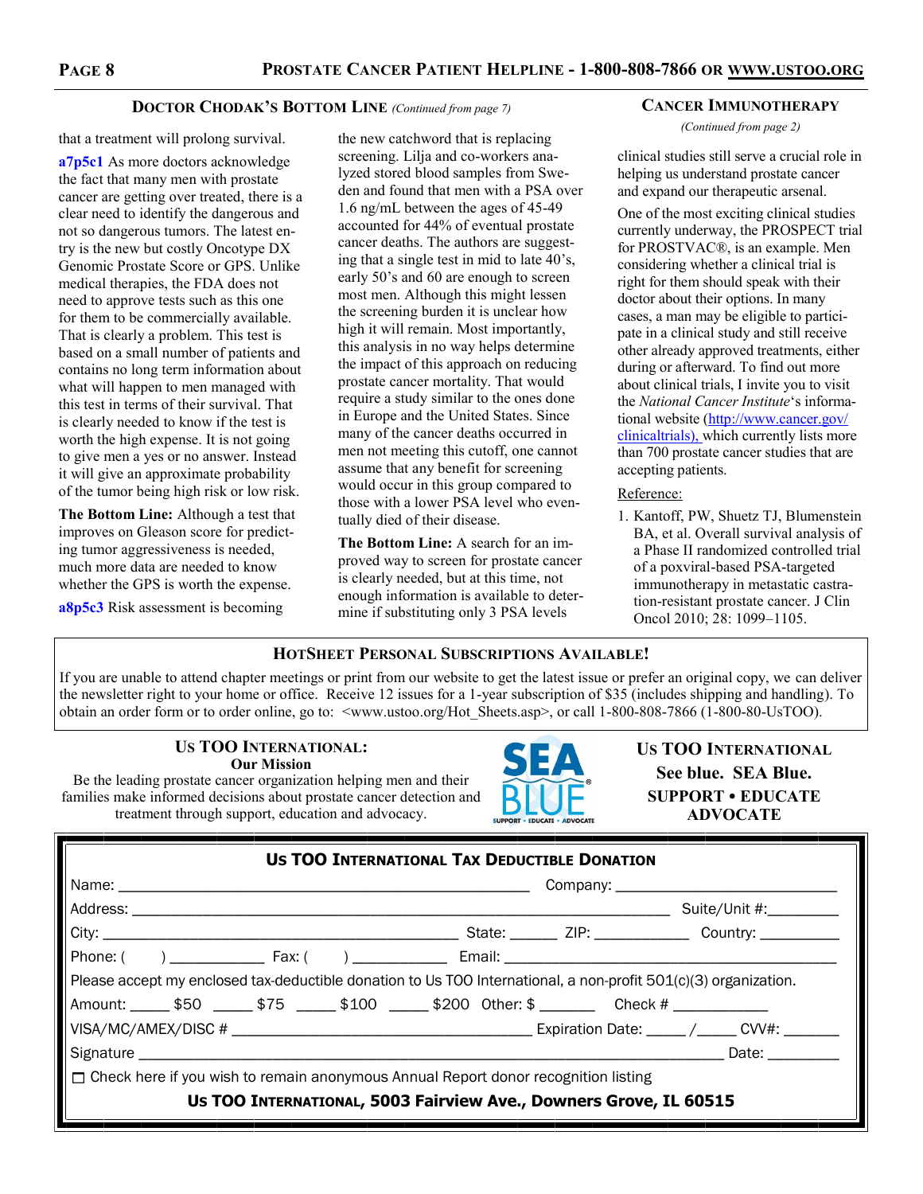## Doctor Chodak's Bottom Line *(Continued from page 7)*

that a treatment will prolong survival.

**a7p5c1** As more doctors acknowledge the fact that many men with prostate cancer are getting over treated, there is a clear need to identify the dangerous and not so dangerous tumors. The latest entry is the new but costly Oncotype DX Genomic Prostate Score or GPS. Unlike medical therapies, the FDA does not need to approve tests such as this one for them to be commercially available. That is clearly a problem. This test is based on a small number of patients and contains no long term information about what will happen to men managed with this test in terms of their survival. That is clearly needed to know if the test is worth the high expense. It is not going to give men a yes or no answer. Instead it will give an approximate probability of the tumor being high risk or low risk.

**The Bottom Line:** Although a test that improves on Gleason score for predicting tumor aggressiveness is needed, much more data are needed to know whether the GPS is worth the expense.

**a8p5c3** Risk assessment is becoming the new catchword that is replacing screening. Lilja and co-workers analyzed stored blood samples from Sweden and found that men with a PSA over 1.6 ng/mL between the ages of 45-49 accounted for 44% of eventual prostate cancer deaths. The authors are suggesting that a single test in mid to late 40's, early 50's and 60 are enough to screen most men. Although this might lessen the screening burden it is unclear how high it will remain. Most importantly, this analysis in no way helps determine the impact of this approach on reducing prostate cancer mortality. That would require a study similar to the ones done in Europe and the United States. Since many of the cancer deaths occurred in men not meeting this cutoff, one cannot assume that any benefit for screening would occur in this group compared to those with a lower PSA level who eventually died of their disease.

**The Bottom Line:** A search for an improved way to screen for prostate cancer is clearly needed, but at this time, not enough information is available to determine if substituting only 3 PSA levels

## Cancer Immunotherapy

*(Continued from page 2)*

clinical studies still serve a crucial role in helping us understand prostate cancer and expand our therapeutic arsenal.

One of the most exciting clinical studies currently underway, the PROSPECT trial for PROSTVAC®, is an example. Men considering whether a clinical trial is right for them should speak with their doctor about their options. In many cases, a man may be eligible to participate in a clinical study and still receive other already approved treatments, either during or afterward. To find out more about clinical trials, I invite you to visit the *National Cancer Institute*'s informational website (http://www.cancer.gov/clinicaltrials), which currently lists more than 700 prostate cancer studies that are accepting patients.

Reference:

1. Kantoff, PW, Shuetz TJ, Blumenstein BA, et al. Overall survival analysis of a Phase II randomized controlled trial of a poxviral-based PSA-targeted immunotherapy in metastatic castration-resistant prostate cancer. J Clin Oncol 2010; 28: 1099–1105.

## HotSheet Personal Subscriptions Available!

If you are unable to attend chapter meetings or print from our website to get the latest issue or prefer an original copy, we can deliver the newsletter right to your home or office. Receive 12 issues for a 1-year subscription of $35 (includes shipping and handling). To obtain an order form or to order online, go to: <www.ustoo.org/Hot_Sheets.asp>, or call 1-800-808-7866 (1-800-80-UsTOO).

**Us TOO International:**
**Our Mission**

Be the leading prostate cancer organization helping men and their families make informed decisions about prostate cancer detection and treatment through support, education and advocacy.

SEA BLUE® SUPPORT • EDUCATE • ADVOCATE

**Us TOO International**
**See blue. SEA Blue.**
**SUPPORT • EDUCATE ADVOCATE**

## Us TOO International Tax Deductible Donation

Name: ______________________ Company: ______________________

Address: ______________________ Suite/Unit #:__________

City: ______________________ State: ______ ZIP: ____________ Country: __________

Phone: ( ) ____________ Fax: ( ) ____________ Email: ______________________

Please accept my enclosed tax-deductible donation to Us TOO International, a non-profit 501(c)(3) organization.

Amount: _____ $50 _____ $75 _____ $100 _____ $200 Other: $ _______ Check # ____________

VISA/MC/AMEX/DISC # ______________________ Expiration Date: _____ /_____ CVV#: _______

Signature ______________________ Date: _________

☐ Check here if you wish to remain anonymous Annual Report donor recognition listing

**Us TOO International, 5003 Fairview Ave., Downers Grove, IL 60515**